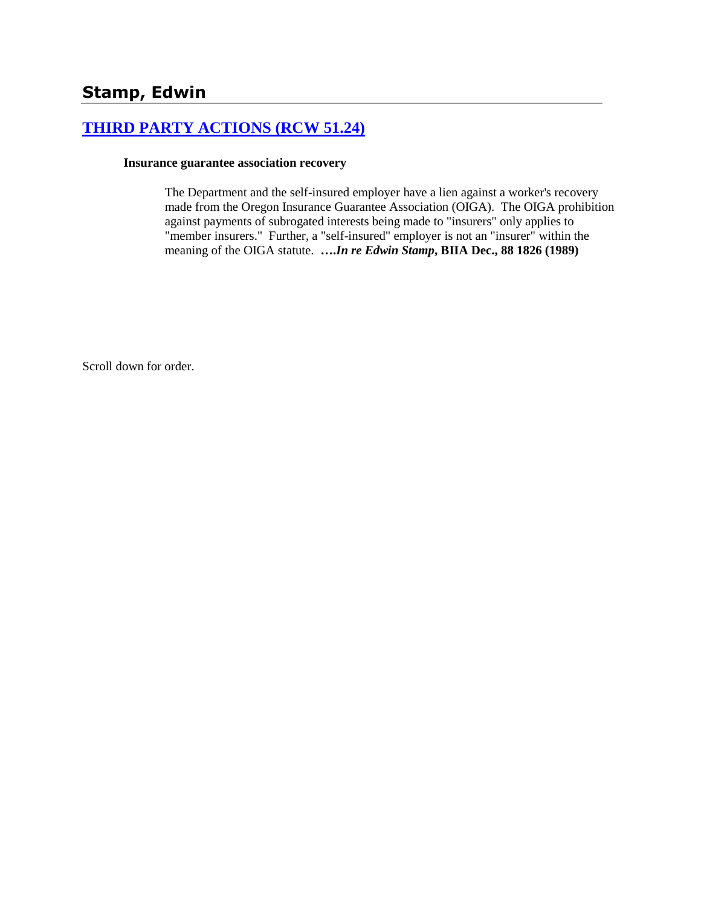## Stamp, Edwin

### [THIRD PARTY ACTIONS (RCW 51.24)]

**Insurance guarantee association recovery**

> The Department and the self-insured employer have a lien against a worker's recovery made from the Oregon Insurance Guarantee Association (OIGA). The OIGA prohibition against payments of subrogated interests being made to "insurers" only applies to "member insurers." Further, a "self-insured" employer is not an "insurer" within the meaning of the OIGA statute. ***….In re Edwin Stamp*, BIIA Dec., 88 1826 (1989)**

Scroll down for order.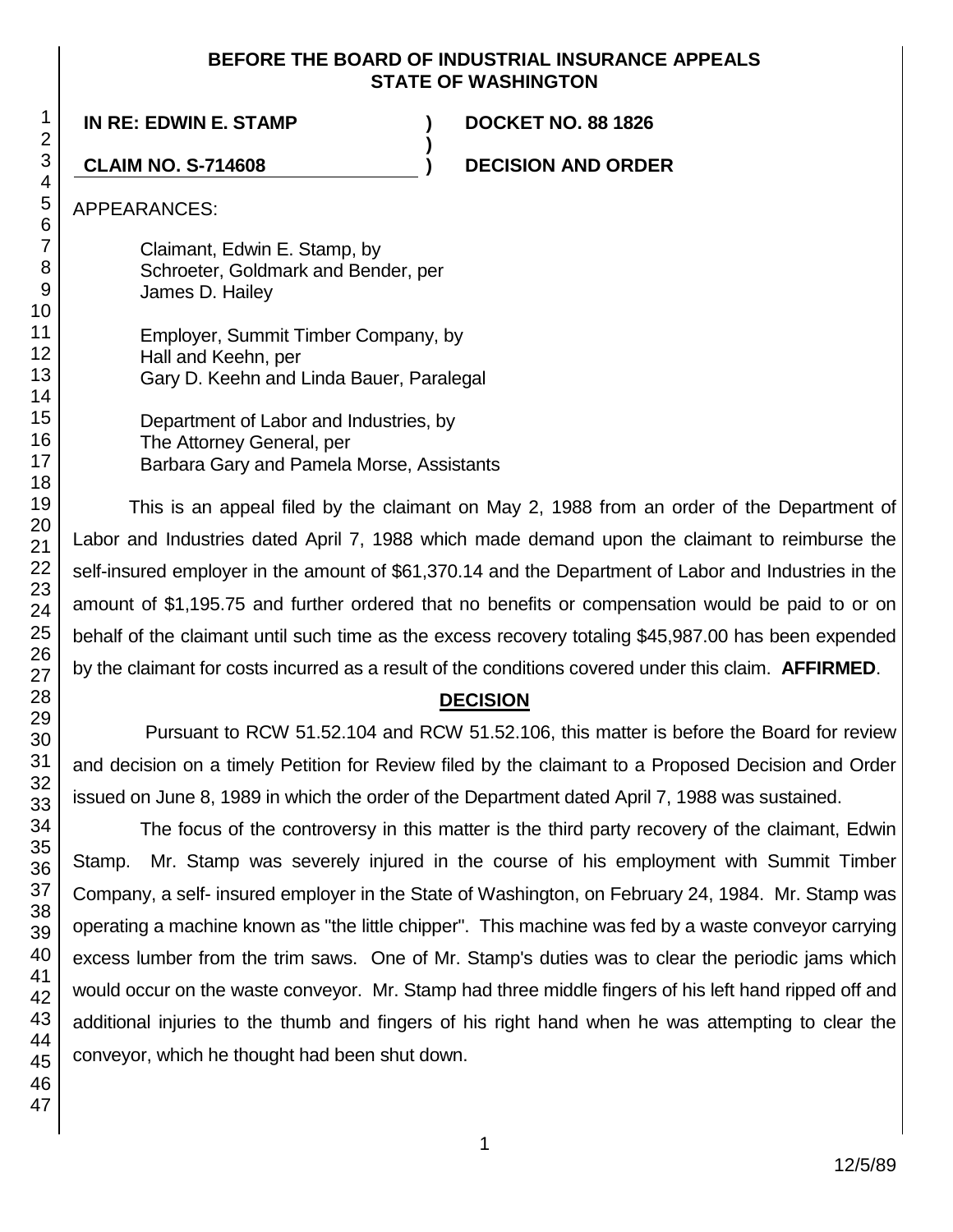**BEFORE THE BOARD OF INDUSTRIAL INSURANCE APPEALS STATE OF WASHINGTON**

**IN RE: EDWIN E. STAMP** ) **DOCKET NO. 88 1826**

**CLAIM NO. S-714608** ) **DECISION AND ORDER**

APPEARANCES:

Claimant, Edwin E. Stamp, by
Schroeter, Goldmark and Bender, per
James D. Hailey

Employer, Summit Timber Company, by
Hall and Keehn, per
Gary D. Keehn and Linda Bauer, Paralegal

Department of Labor and Industries, by
The Attorney General, per
Barbara Gary and Pamela Morse, Assistants

This is an appeal filed by the claimant on May 2, 1988 from an order of the Department of Labor and Industries dated April 7, 1988 which made demand upon the claimant to reimburse the self-insured employer in the amount of $61,370.14 and the Department of Labor and Industries in the amount of $1,195.75 and further ordered that no benefits or compensation would be paid to or on behalf of the claimant until such time as the excess recovery totaling $45,987.00 has been expended by the claimant for costs incurred as a result of the conditions covered under this claim. **AFFIRMED**.

## DECISION

Pursuant to RCW 51.52.104 and RCW 51.52.106, this matter is before the Board for review and decision on a timely Petition for Review filed by the claimant to a Proposed Decision and Order issued on June 8, 1989 in which the order of the Department dated April 7, 1988 was sustained.

The focus of the controversy in this matter is the third party recovery of the claimant, Edwin Stamp. Mr. Stamp was severely injured in the course of his employment with Summit Timber Company, a self- insured employer in the State of Washington, on February 24, 1984. Mr. Stamp was operating a machine known as "the little chipper". This machine was fed by a waste conveyor carrying excess lumber from the trim saws. One of Mr. Stamp's duties was to clear the periodic jams which would occur on the waste conveyor. Mr. Stamp had three middle fingers of his left hand ripped off and additional injuries to the thumb and fingers of his right hand when he was attempting to clear the conveyor, which he thought had been shut down.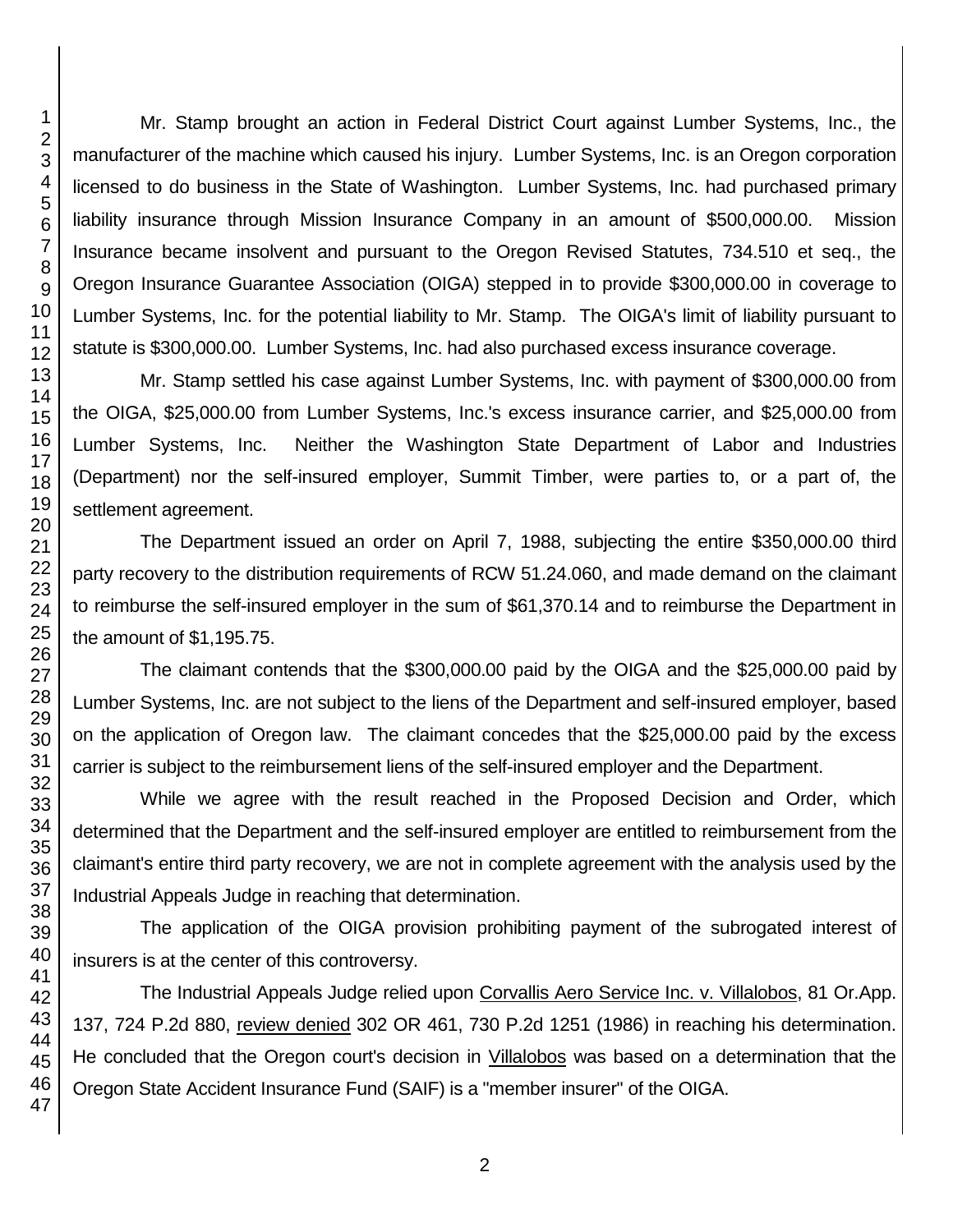Mr. Stamp brought an action in Federal District Court against Lumber Systems, Inc., the manufacturer of the machine which caused his injury. Lumber Systems, Inc. is an Oregon corporation licensed to do business in the State of Washington. Lumber Systems, Inc. had purchased primary liability insurance through Mission Insurance Company in an amount of $500,000.00. Mission Insurance became insolvent and pursuant to the Oregon Revised Statutes, 734.510 et seq., the Oregon Insurance Guarantee Association (OIGA) stepped in to provide $300,000.00 in coverage to Lumber Systems, Inc. for the potential liability to Mr. Stamp. The OIGA's limit of liability pursuant to statute is $300,000.00. Lumber Systems, Inc. had also purchased excess insurance coverage.

Mr. Stamp settled his case against Lumber Systems, Inc. with payment of $300,000.00 from the OIGA, $25,000.00 from Lumber Systems, Inc.'s excess insurance carrier, and $25,000.00 from Lumber Systems, Inc. Neither the Washington State Department of Labor and Industries (Department) nor the self-insured employer, Summit Timber, were parties to, or a part of, the settlement agreement.

The Department issued an order on April 7, 1988, subjecting the entire $350,000.00 third party recovery to the distribution requirements of RCW 51.24.060, and made demand on the claimant to reimburse the self-insured employer in the sum of $61,370.14 and to reimburse the Department in the amount of $1,195.75.

The claimant contends that the $300,000.00 paid by the OIGA and the $25,000.00 paid by Lumber Systems, Inc. are not subject to the liens of the Department and self-insured employer, based on the application of Oregon law. The claimant concedes that the $25,000.00 paid by the excess carrier is subject to the reimbursement liens of the self-insured employer and the Department.

While we agree with the result reached in the Proposed Decision and Order, which determined that the Department and the self-insured employer are entitled to reimbursement from the claimant's entire third party recovery, we are not in complete agreement with the analysis used by the Industrial Appeals Judge in reaching that determination.

The application of the OIGA provision prohibiting payment of the subrogated interest of insurers is at the center of this controversy.

The Industrial Appeals Judge relied upon Corvallis Aero Service Inc. v. Villalobos, 81 Or.App. 137, 724 P.2d 880, review denied 302 OR 461, 730 P.2d 1251 (1986) in reaching his determination. He concluded that the Oregon court's decision in Villalobos was based on a determination that the Oregon State Accident Insurance Fund (SAIF) is a "member insurer" of the OIGA.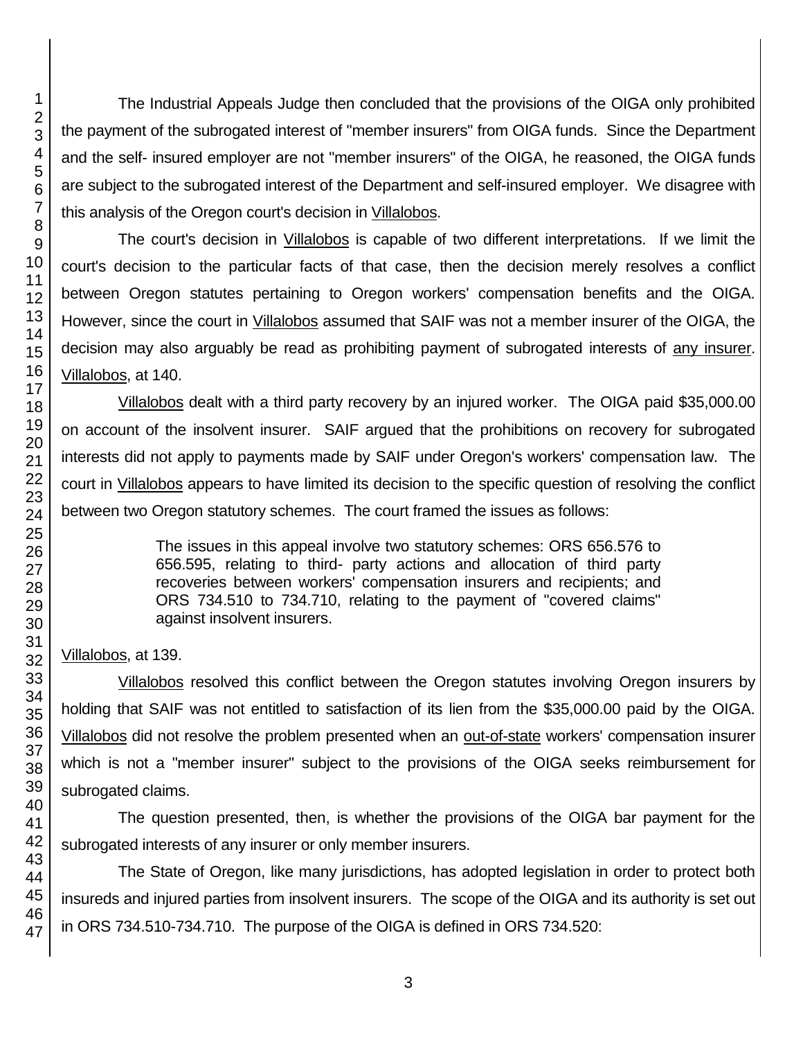The Industrial Appeals Judge then concluded that the provisions of the OIGA only prohibited the payment of the subrogated interest of "member insurers" from OIGA funds. Since the Department and the self- insured employer are not "member insurers" of the OIGA, he reasoned, the OIGA funds are subject to the subrogated interest of the Department and self-insured employer. We disagree with this analysis of the Oregon court's decision in Villalobos.

The court's decision in Villalobos is capable of two different interpretations. If we limit the court's decision to the particular facts of that case, then the decision merely resolves a conflict between Oregon statutes pertaining to Oregon workers' compensation benefits and the OIGA. However, since the court in Villalobos assumed that SAIF was not a member insurer of the OIGA, the decision may also arguably be read as prohibiting payment of subrogated interests of any insurer. Villalobos, at 140.

Villalobos dealt with a third party recovery by an injured worker. The OIGA paid $35,000.00 on account of the insolvent insurer. SAIF argued that the prohibitions on recovery for subrogated interests did not apply to payments made by SAIF under Oregon's workers' compensation law. The court in Villalobos appears to have limited its decision to the specific question of resolving the conflict between two Oregon statutory schemes. The court framed the issues as follows:

> The issues in this appeal involve two statutory schemes: ORS 656.576 to 656.595, relating to third- party actions and allocation of third party recoveries between workers' compensation insurers and recipients; and ORS 734.510 to 734.710, relating to the payment of "covered claims" against insolvent insurers.

Villalobos, at 139.

Villalobos resolved this conflict between the Oregon statutes involving Oregon insurers by holding that SAIF was not entitled to satisfaction of its lien from the $35,000.00 paid by the OIGA. Villalobos did not resolve the problem presented when an out-of-state workers' compensation insurer which is not a "member insurer" subject to the provisions of the OIGA seeks reimbursement for subrogated claims.

The question presented, then, is whether the provisions of the OIGA bar payment for the subrogated interests of any insurer or only member insurers.

The State of Oregon, like many jurisdictions, has adopted legislation in order to protect both insureds and injured parties from insolvent insurers. The scope of the OIGA and its authority is set out in ORS 734.510-734.710. The purpose of the OIGA is defined in ORS 734.520: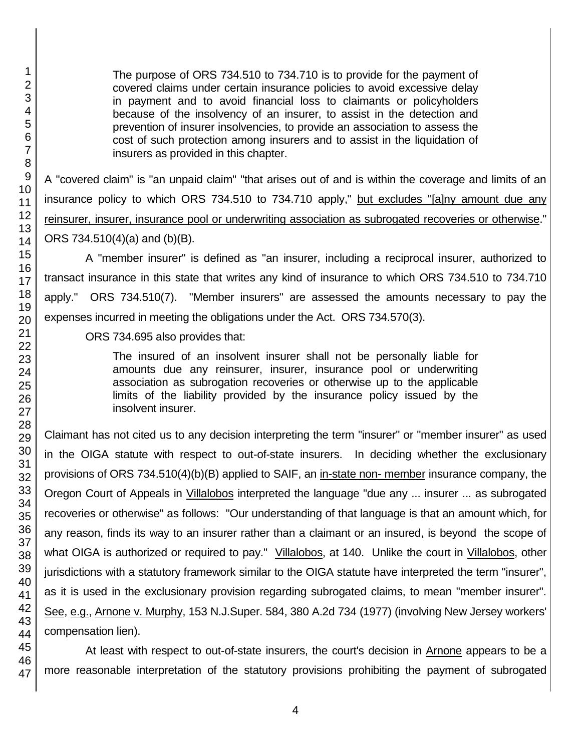> The purpose of ORS 734.510 to 734.710 is to provide for the payment of covered claims under certain insurance policies to avoid excessive delay in payment and to avoid financial loss to claimants or policyholders because of the insolvency of an insurer, to assist in the detection and prevention of insurer insolvencies, to provide an association to assess the cost of such protection among insurers and to assist in the liquidation of insurers as provided in this chapter.

A "covered claim" is "an unpaid claim" "that arises out of and is within the coverage and limits of an insurance policy to which ORS 734.510 to 734.710 apply," <u>but excludes "[a]ny amount due any reinsurer, insurer, insurance pool or underwriting association as subrogated recoveries or otherwise</u>." ORS 734.510(4)(a) and (b)(B).

A "member insurer" is defined as "an insurer, including a reciprocal insurer, authorized to transact insurance in this state that writes any kind of insurance to which ORS 734.510 to 734.710 apply." ORS 734.510(7). "Member insurers" are assessed the amounts necessary to pay the expenses incurred in meeting the obligations under the Act. ORS 734.570(3).

ORS 734.695 also provides that:

> The insured of an insolvent insurer shall not be personally liable for amounts due any reinsurer, insurer, insurance pool or underwriting association as subrogation recoveries or otherwise up to the applicable limits of the liability provided by the insurance policy issued by the insolvent insurer.

Claimant has not cited us to any decision interpreting the term "insurer" or "member insurer" as used in the OIGA statute with respect to out-of-state insurers. In deciding whether the exclusionary provisions of ORS 734.510(4)(b)(B) applied to SAIF, an <u>in-state non- member</u> insurance company, the Oregon Court of Appeals in <u>Villalobos</u> interpreted the language "due any ... insurer ... as subrogated recoveries or otherwise" as follows: "Our understanding of that language is that an amount which, for any reason, finds its way to an insurer rather than a claimant or an insured, is beyond the scope of what OIGA is authorized or required to pay." <u>Villalobos</u>, at 140. Unlike the court in <u>Villalobos</u>, other jurisdictions with a statutory framework similar to the OIGA statute have interpreted the term "insurer", as it is used in the exclusionary provision regarding subrogated claims, to mean "member insurer". <u>See</u>, <u>e.g.</u>, <u>Arnone v. Murphy</u>, 153 N.J.Super. 584, 380 A.2d 734 (1977) (involving New Jersey workers' compensation lien).

At least with respect to out-of-state insurers, the court's decision in <u>Arnone</u> appears to be a more reasonable interpretation of the statutory provisions prohibiting the payment of subrogated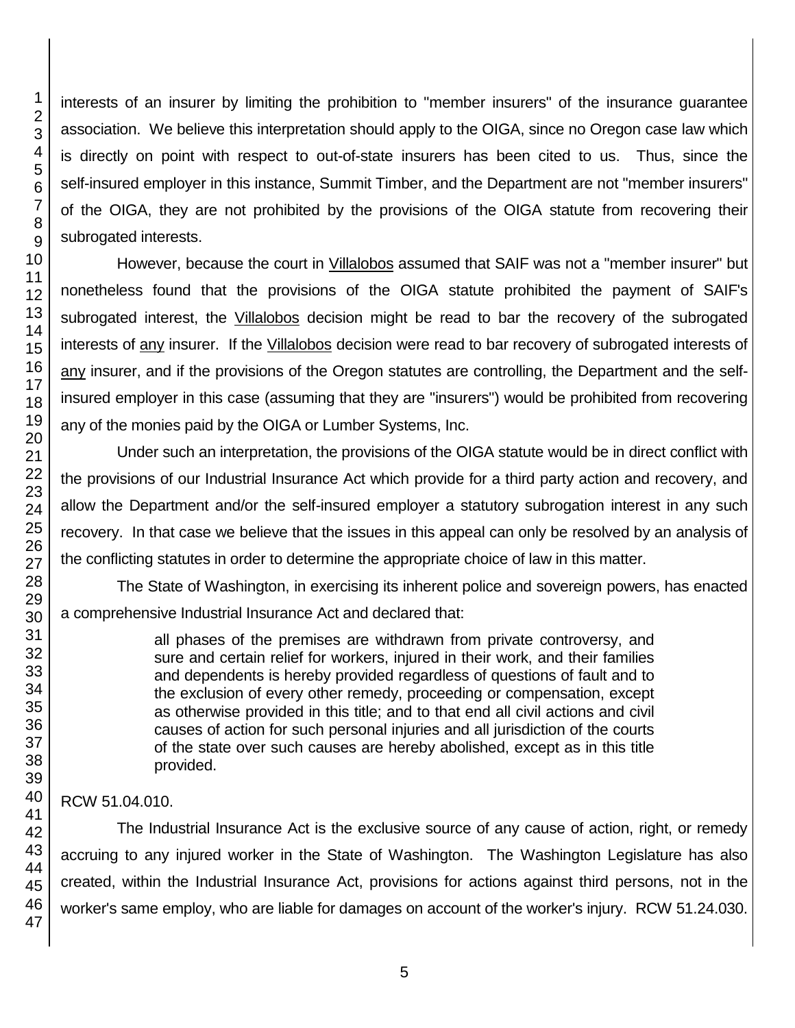interests of an insurer by limiting the prohibition to "member insurers" of the insurance guarantee association. We believe this interpretation should apply to the OIGA, since no Oregon case law which is directly on point with respect to out-of-state insurers has been cited to us. Thus, since the self-insured employer in this instance, Summit Timber, and the Department are not "member insurers" of the OIGA, they are not prohibited by the provisions of the OIGA statute from recovering their subrogated interests.

However, because the court in Villalobos assumed that SAIF was not a "member insurer" but nonetheless found that the provisions of the OIGA statute prohibited the payment of SAIF's subrogated interest, the Villalobos decision might be read to bar the recovery of the subrogated interests of any insurer. If the Villalobos decision were read to bar recovery of subrogated interests of any insurer, and if the provisions of the Oregon statutes are controlling, the Department and the self-insured employer in this case (assuming that they are "insurers") would be prohibited from recovering any of the monies paid by the OIGA or Lumber Systems, Inc.

Under such an interpretation, the provisions of the OIGA statute would be in direct conflict with the provisions of our Industrial Insurance Act which provide for a third party action and recovery, and allow the Department and/or the self-insured employer a statutory subrogation interest in any such recovery. In that case we believe that the issues in this appeal can only be resolved by an analysis of the conflicting statutes in order to determine the appropriate choice of law in this matter.

The State of Washington, in exercising its inherent police and sovereign powers, has enacted a comprehensive Industrial Insurance Act and declared that:

> all phases of the premises are withdrawn from private controversy, and sure and certain relief for workers, injured in their work, and their families and dependents is hereby provided regardless of questions of fault and to the exclusion of every other remedy, proceeding or compensation, except as otherwise provided in this title; and to that end all civil actions and civil causes of action for such personal injuries and all jurisdiction of the courts of the state over such causes are hereby abolished, except as in this title provided.

RCW 51.04.010.

The Industrial Insurance Act is the exclusive source of any cause of action, right, or remedy accruing to any injured worker in the State of Washington. The Washington Legislature has also created, within the Industrial Insurance Act, provisions for actions against third persons, not in the worker's same employ, who are liable for damages on account of the worker's injury. RCW 51.24.030.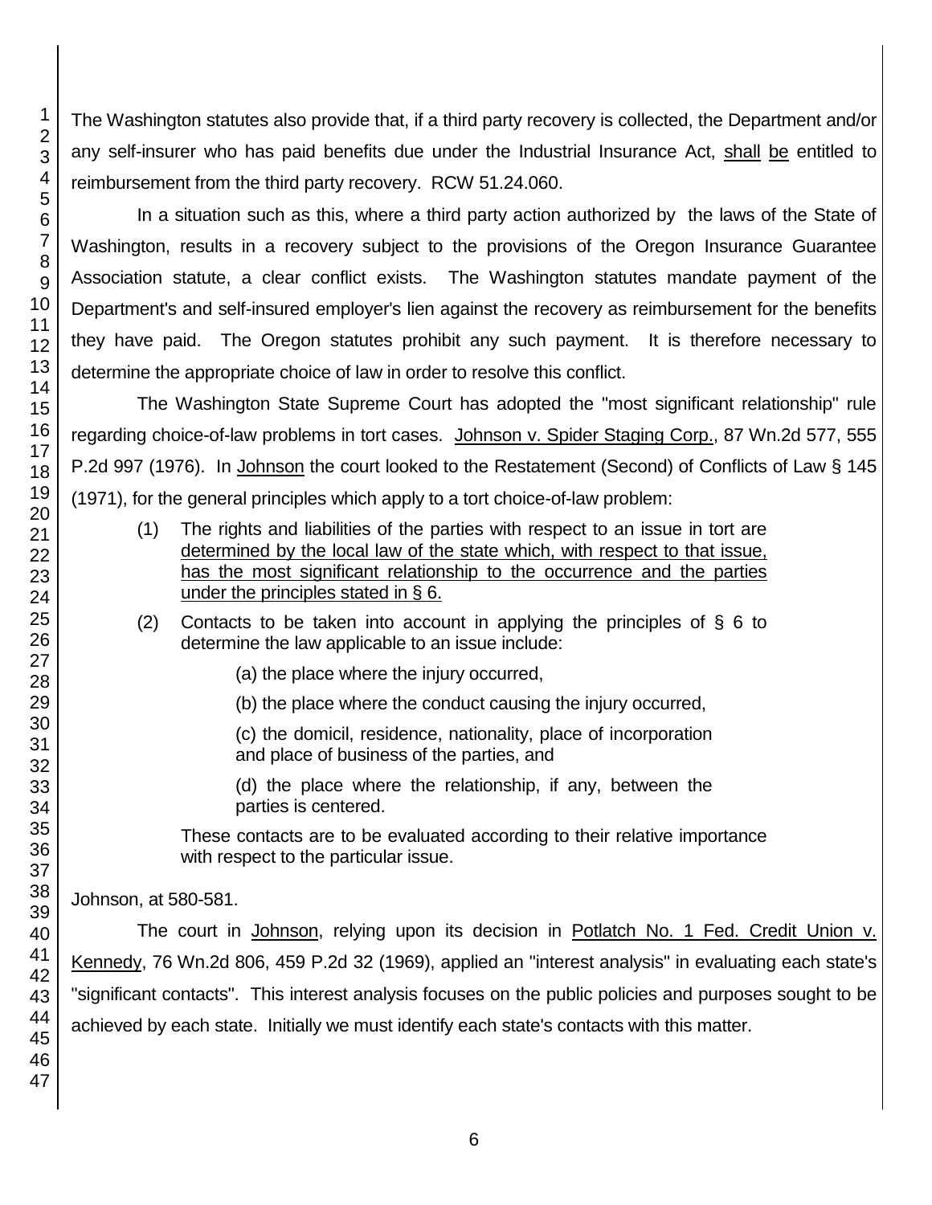The Washington statutes also provide that, if a third party recovery is collected, the Department and/or any self-insurer who has paid benefits due under the Industrial Insurance Act, <u>shall</u> <u>be</u> entitled to reimbursement from the third party recovery. RCW 51.24.060.

In a situation such as this, where a third party action authorized by the laws of the State of Washington, results in a recovery subject to the provisions of the Oregon Insurance Guarantee Association statute, a clear conflict exists. The Washington statutes mandate payment of the Department's and self-insured employer's lien against the recovery as reimbursement for the benefits they have paid. The Oregon statutes prohibit any such payment. It is therefore necessary to determine the appropriate choice of law in order to resolve this conflict.

The Washington State Supreme Court has adopted the "most significant relationship" rule regarding choice-of-law problems in tort cases. <u>Johnson v. Spider Staging Corp.</u>, 87 Wn.2d 577, 555 P.2d 997 (1976). In <u>Johnson</u> the court looked to the Restatement (Second) of Conflicts of Law § 145 (1971), for the general principles which apply to a tort choice-of-law problem:

> (1) The rights and liabilities of the parties with respect to an issue in tort are <u>determined by the local law of the state which, with respect to that issue, has the most significant relationship to the occurrence and the parties under the principles stated in § 6.</u>
>
> (2) Contacts to be taken into account in applying the principles of § 6 to determine the law applicable to an issue include:
>
> (a) the place where the injury occurred,
>
> (b) the place where the conduct causing the injury occurred,
>
> (c) the domicil, residence, nationality, place of incorporation and place of business of the parties, and
>
> (d) the place where the relationship, if any, between the parties is centered.
>
> These contacts are to be evaluated according to their relative importance with respect to the particular issue.

Johnson, at 580-581.

The court in <u>Johnson</u>, relying upon its decision in <u>Potlatch No. 1 Fed. Credit Union v. Kennedy</u>, 76 Wn.2d 806, 459 P.2d 32 (1969), applied an "interest analysis" in evaluating each state's "significant contacts". This interest analysis focuses on the public policies and purposes sought to be achieved by each state. Initially we must identify each state's contacts with this matter.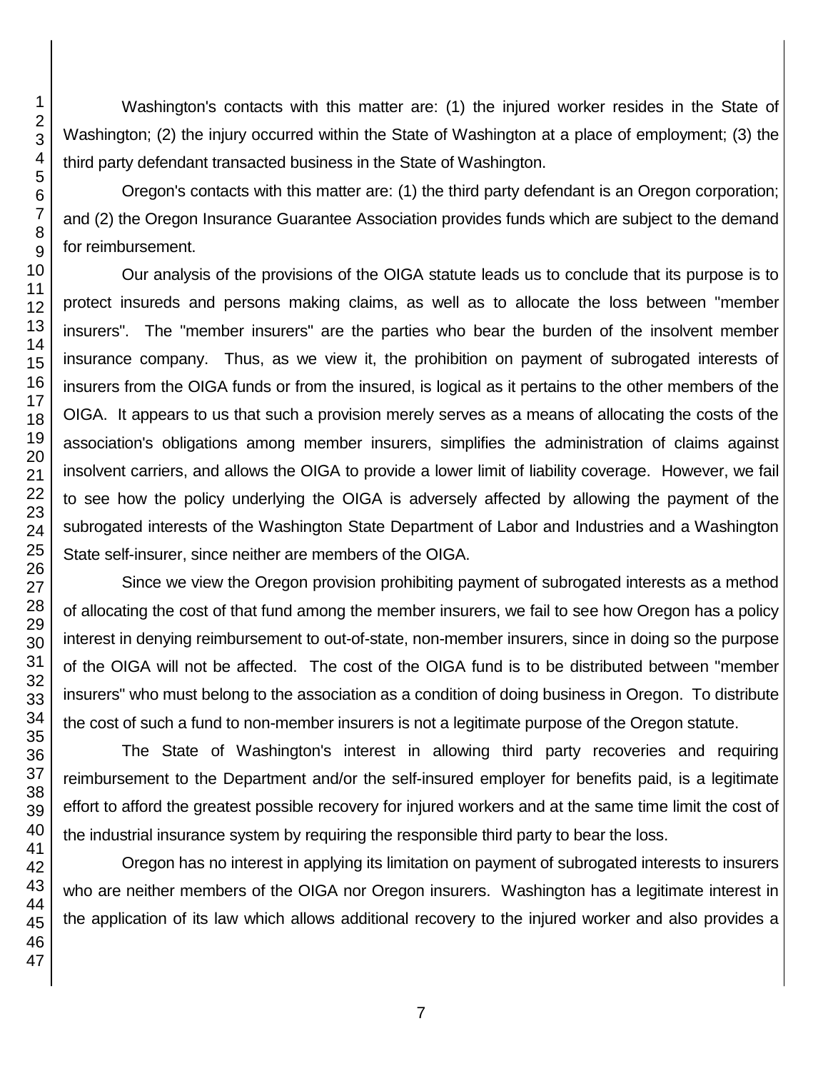Washington's contacts with this matter are: (1) the injured worker resides in the State of Washington; (2) the injury occurred within the State of Washington at a place of employment; (3) the third party defendant transacted business in the State of Washington.

Oregon's contacts with this matter are: (1) the third party defendant is an Oregon corporation; and (2) the Oregon Insurance Guarantee Association provides funds which are subject to the demand for reimbursement.

Our analysis of the provisions of the OIGA statute leads us to conclude that its purpose is to protect insureds and persons making claims, as well as to allocate the loss between "member insurers". The "member insurers" are the parties who bear the burden of the insolvent member insurance company. Thus, as we view it, the prohibition on payment of subrogated interests of insurers from the OIGA funds or from the insured, is logical as it pertains to the other members of the OIGA. It appears to us that such a provision merely serves as a means of allocating the costs of the association's obligations among member insurers, simplifies the administration of claims against insolvent carriers, and allows the OIGA to provide a lower limit of liability coverage. However, we fail to see how the policy underlying the OIGA is adversely affected by allowing the payment of the subrogated interests of the Washington State Department of Labor and Industries and a Washington State self-insurer, since neither are members of the OIGA.

Since we view the Oregon provision prohibiting payment of subrogated interests as a method of allocating the cost of that fund among the member insurers, we fail to see how Oregon has a policy interest in denying reimbursement to out-of-state, non-member insurers, since in doing so the purpose of the OIGA will not be affected. The cost of the OIGA fund is to be distributed between "member insurers" who must belong to the association as a condition of doing business in Oregon. To distribute the cost of such a fund to non-member insurers is not a legitimate purpose of the Oregon statute.

The State of Washington's interest in allowing third party recoveries and requiring reimbursement to the Department and/or the self-insured employer for benefits paid, is a legitimate effort to afford the greatest possible recovery for injured workers and at the same time limit the cost of the industrial insurance system by requiring the responsible third party to bear the loss.

Oregon has no interest in applying its limitation on payment of subrogated interests to insurers who are neither members of the OIGA nor Oregon insurers. Washington has a legitimate interest in the application of its law which allows additional recovery to the injured worker and also provides a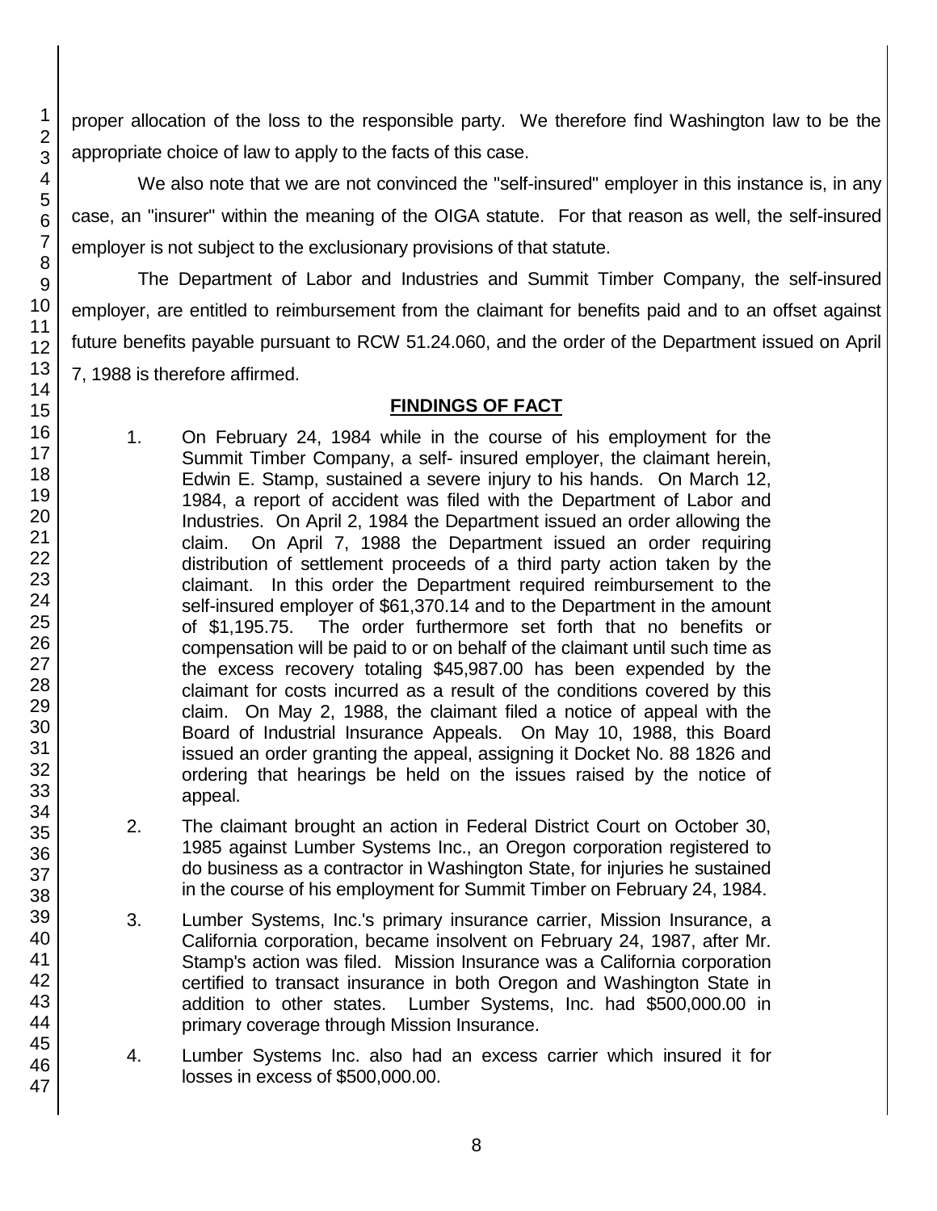proper allocation of the loss to the responsible party. We therefore find Washington law to be the appropriate choice of law to apply to the facts of this case.

We also note that we are not convinced the "self-insured" employer in this instance is, in any case, an "insurer" within the meaning of the OIGA statute. For that reason as well, the self-insured employer is not subject to the exclusionary provisions of that statute.

The Department of Labor and Industries and Summit Timber Company, the self-insured employer, are entitled to reimbursement from the claimant for benefits paid and to an offset against future benefits payable pursuant to RCW 51.24.060, and the order of the Department issued on April 7, 1988 is therefore affirmed.

## FINDINGS OF FACT

1. On February 24, 1984 while in the course of his employment for the Summit Timber Company, a self- insured employer, the claimant herein, Edwin E. Stamp, sustained a severe injury to his hands. On March 12, 1984, a report of accident was filed with the Department of Labor and Industries. On April 2, 1984 the Department issued an order allowing the claim. On April 7, 1988 the Department issued an order requiring distribution of settlement proceeds of a third party action taken by the claimant. In this order the Department required reimbursement to the self-insured employer of $61,370.14 and to the Department in the amount of $1,195.75. The order furthermore set forth that no benefits or compensation will be paid to or on behalf of the claimant until such time as the excess recovery totaling $45,987.00 has been expended by the claimant for costs incurred as a result of the conditions covered by this claim. On May 2, 1988, the claimant filed a notice of appeal with the Board of Industrial Insurance Appeals. On May 10, 1988, this Board issued an order granting the appeal, assigning it Docket No. 88 1826 and ordering that hearings be held on the issues raised by the notice of appeal.

2. The claimant brought an action in Federal District Court on October 30, 1985 against Lumber Systems Inc., an Oregon corporation registered to do business as a contractor in Washington State, for injuries he sustained in the course of his employment for Summit Timber on February 24, 1984.

3. Lumber Systems, Inc.'s primary insurance carrier, Mission Insurance, a California corporation, became insolvent on February 24, 1987, after Mr. Stamp's action was filed. Mission Insurance was a California corporation certified to transact insurance in both Oregon and Washington State in addition to other states. Lumber Systems, Inc. had $500,000.00 in primary coverage through Mission Insurance.

4. Lumber Systems Inc. also had an excess carrier which insured it for losses in excess of $500,000.00.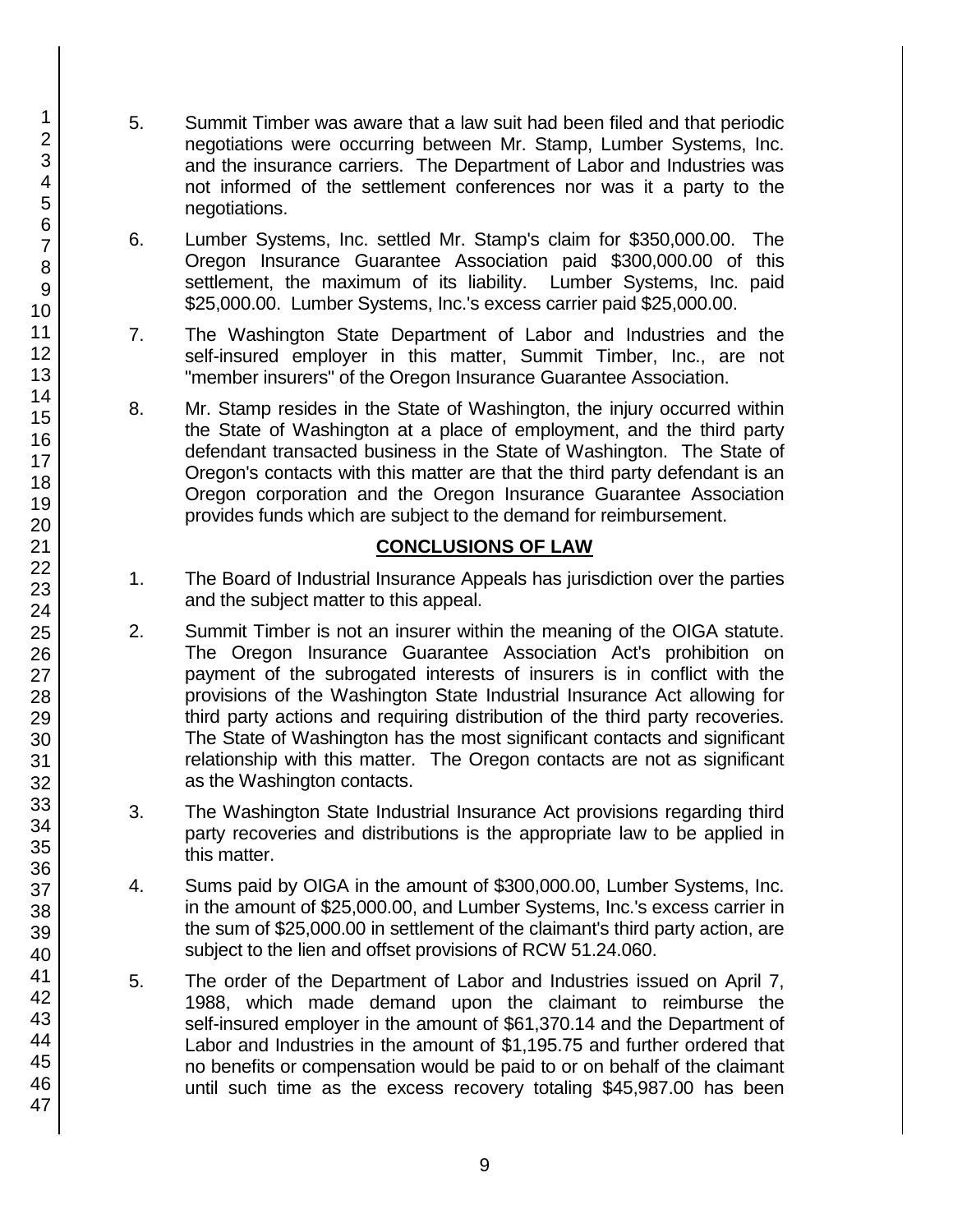5. Summit Timber was aware that a law suit had been filed and that periodic negotiations were occurring between Mr. Stamp, Lumber Systems, Inc. and the insurance carriers. The Department of Labor and Industries was not informed of the settlement conferences nor was it a party to the negotiations.

6. Lumber Systems, Inc. settled Mr. Stamp's claim for $350,000.00. The Oregon Insurance Guarantee Association paid $300,000.00 of this settlement, the maximum of its liability. Lumber Systems, Inc. paid $25,000.00. Lumber Systems, Inc.'s excess carrier paid $25,000.00.

7. The Washington State Department of Labor and Industries and the self-insured employer in this matter, Summit Timber, Inc., are not "member insurers" of the Oregon Insurance Guarantee Association.

8. Mr. Stamp resides in the State of Washington, the injury occurred within the State of Washington at a place of employment, and the third party defendant transacted business in the State of Washington. The State of Oregon's contacts with this matter are that the third party defendant is an Oregon corporation and the Oregon Insurance Guarantee Association provides funds which are subject to the demand for reimbursement.

## CONCLUSIONS OF LAW

1. The Board of Industrial Insurance Appeals has jurisdiction over the parties and the subject matter to this appeal.

2. Summit Timber is not an insurer within the meaning of the OIGA statute. The Oregon Insurance Guarantee Association Act's prohibition on payment of the subrogated interests of insurers is in conflict with the provisions of the Washington State Industrial Insurance Act allowing for third party actions and requiring distribution of the third party recoveries. The State of Washington has the most significant contacts and significant relationship with this matter. The Oregon contacts are not as significant as the Washington contacts.

3. The Washington State Industrial Insurance Act provisions regarding third party recoveries and distributions is the appropriate law to be applied in this matter.

4. Sums paid by OIGA in the amount of $300,000.00, Lumber Systems, Inc. in the amount of $25,000.00, and Lumber Systems, Inc.'s excess carrier in the sum of $25,000.00 in settlement of the claimant's third party action, are subject to the lien and offset provisions of RCW 51.24.060.

5. The order of the Department of Labor and Industries issued on April 7, 1988, which made demand upon the claimant to reimburse the self-insured employer in the amount of $61,370.14 and the Department of Labor and Industries in the amount of $1,195.75 and further ordered that no benefits or compensation would be paid to or on behalf of the claimant until such time as the excess recovery totaling $45,987.00 has been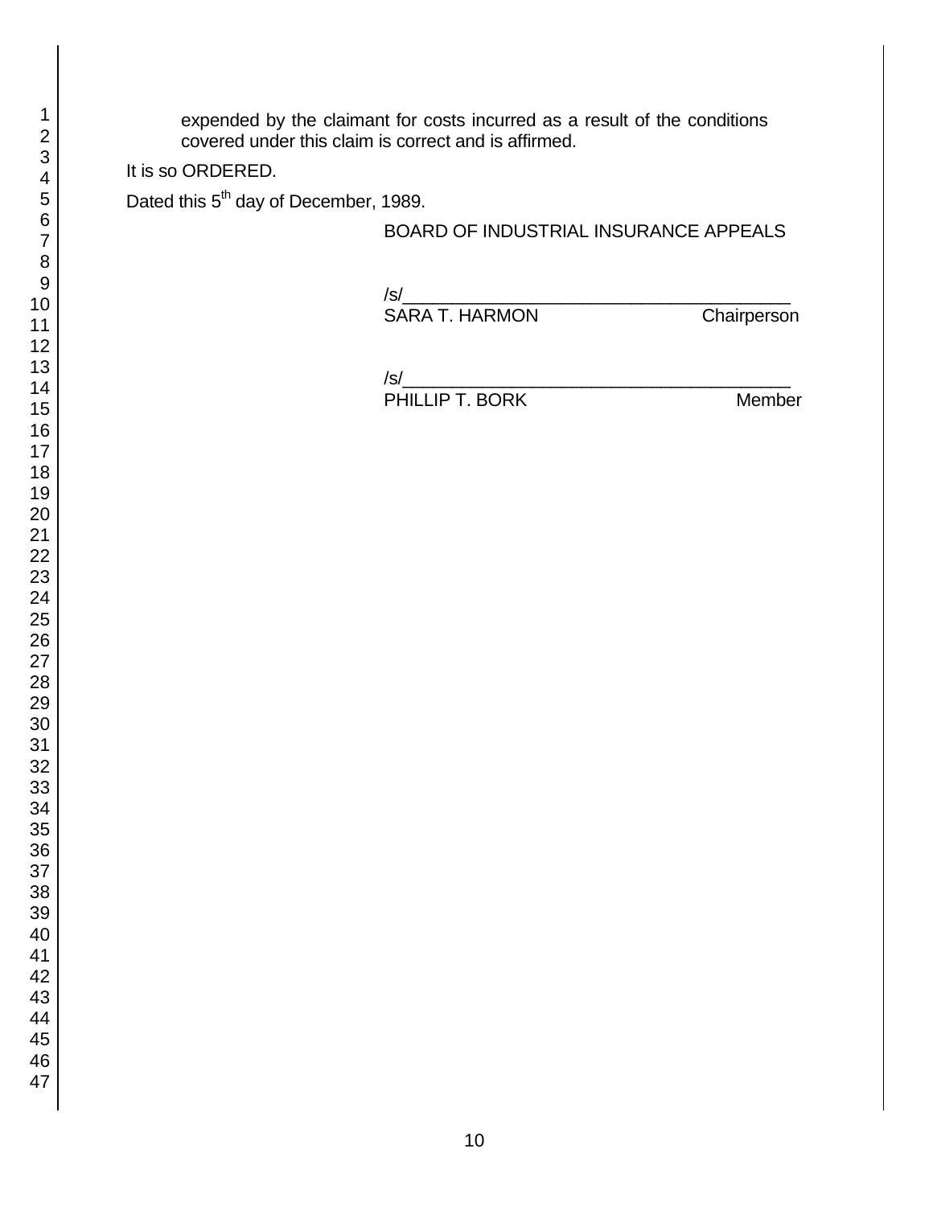expended by the claimant for costs incurred as a result of the conditions covered under this claim is correct and is affirmed.

It is so ORDERED.

Dated this 5th day of December, 1989.

BOARD OF INDUSTRIAL INSURANCE APPEALS

/s/________________________________________
SARA T. HARMON Chairperson

/s/________________________________________
PHILLIP T. BORK Member